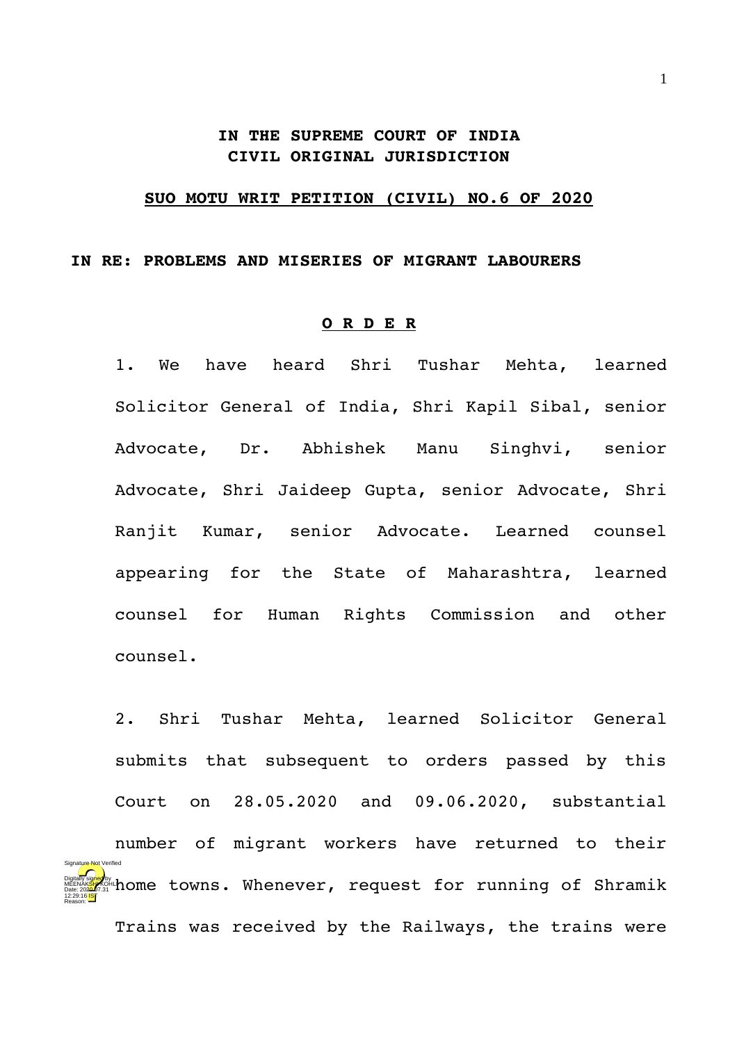**IN THE SUPREME COURT OF INDIA**
**CIVIL ORIGINAL JURISDICTION**

**SUO MOTU WRIT PETITION (CIVIL) NO.6 OF 2020**

**IN RE: PROBLEMS AND MISERIES OF MIGRANT LABOURERS**

**O R D E R**

1. We have heard Shri Tushar Mehta, learned Solicitor General of India, Shri Kapil Sibal, senior Advocate, Dr. Abhishek Manu Singhvi, senior Advocate, Shri Jaideep Gupta, senior Advocate, Shri Ranjit Kumar, senior Advocate. Learned counsel appearing for the State of Maharashtra, learned counsel for Human Rights Commission and other counsel.

2. Shri Tushar Mehta, learned Solicitor General submits that subsequent to orders passed by this Court on 28.05.2020 and 09.06.2020, substantial number of migrant workers have returned to their home towns. Whenever, request for running of Shramik Trains was received by the Railways, the trains were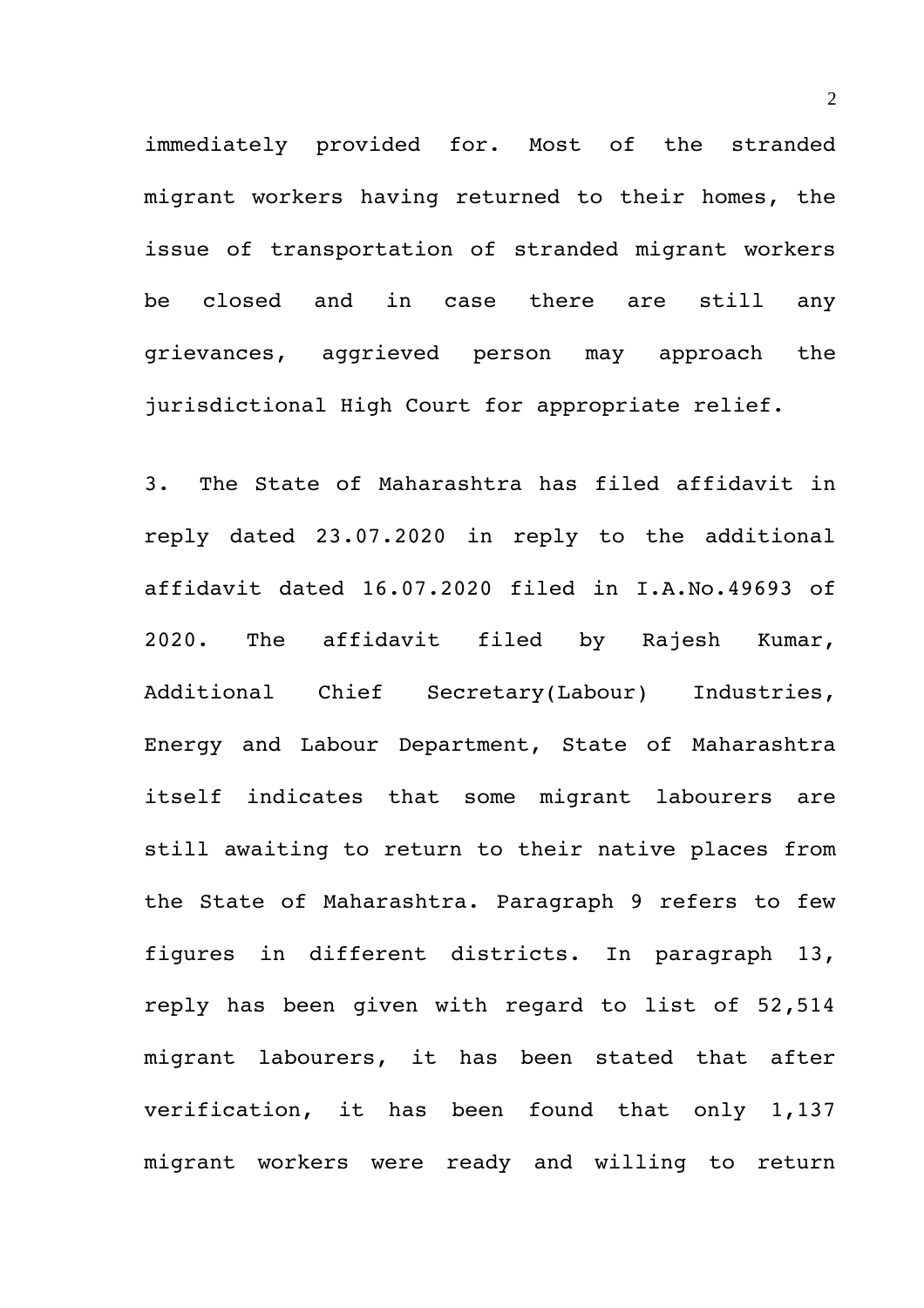immediately provided for. Most of the stranded migrant workers having returned to their homes, the issue of transportation of stranded migrant workers be closed and in case there are still any grievances, aggrieved person may approach the jurisdictional High Court for appropriate relief.

3. The State of Maharashtra has filed affidavit in reply dated 23.07.2020 in reply to the additional affidavit dated 16.07.2020 filed in I.A.No.49693 of 2020. The affidavit filed by Rajesh Kumar, Additional Chief Secretary(Labour) Industries, Energy and Labour Department, State of Maharashtra itself indicates that some migrant labourers are still awaiting to return to their native places from the State of Maharashtra. Paragraph 9 refers to few figures in different districts. In paragraph 13, reply has been given with regard to list of 52,514 migrant labourers, it has been stated that after verification, it has been found that only 1,137 migrant workers were ready and willing to return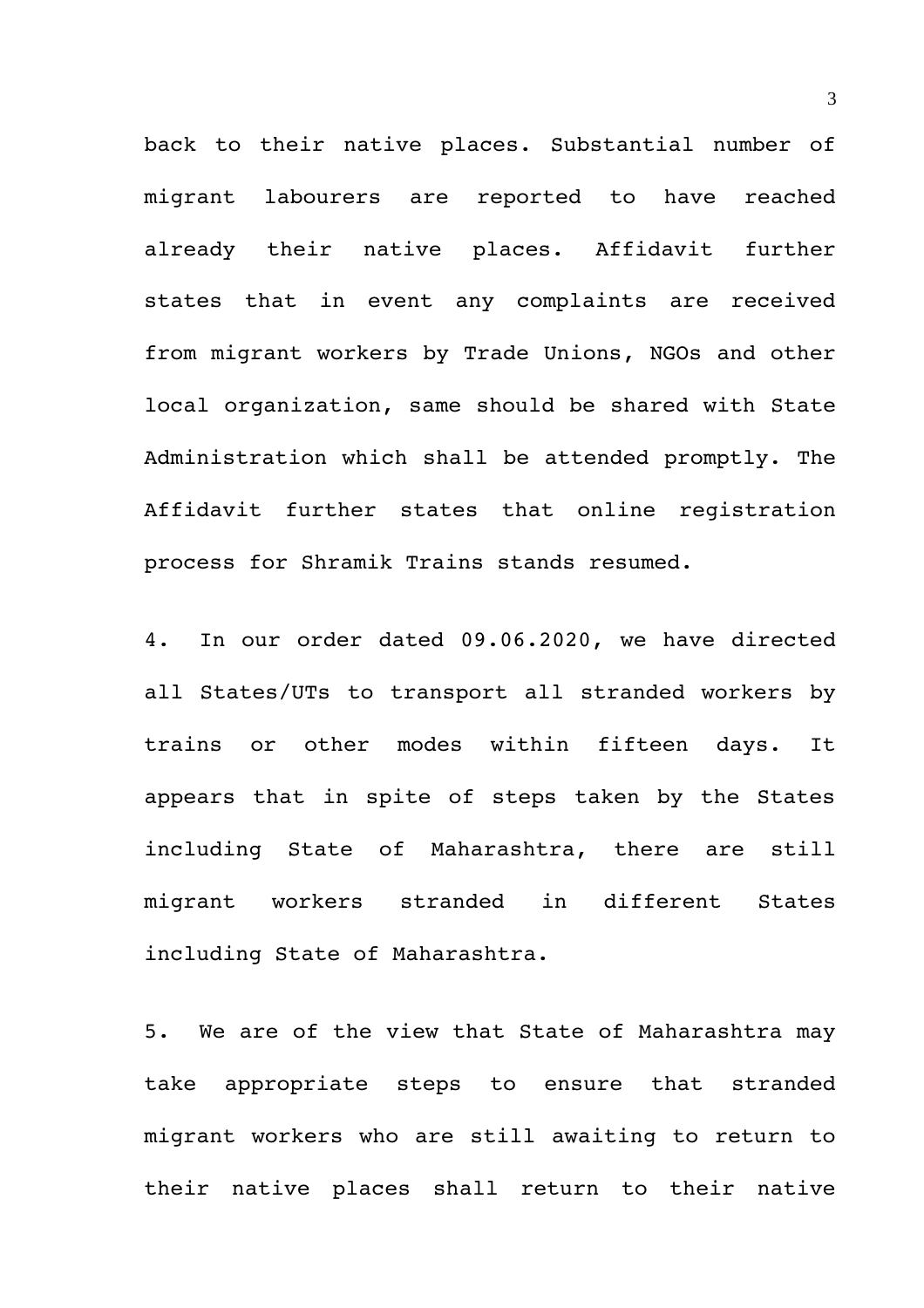back to their native places. Substantial number of migrant labourers are reported to have reached already their native places. Affidavit further states that in event any complaints are received from migrant workers by Trade Unions, NGOs and other local organization, same should be shared with State Administration which shall be attended promptly. The Affidavit further states that online registration process for Shramik Trains stands resumed.

4. In our order dated 09.06.2020, we have directed all States/UTs to transport all stranded workers by trains or other modes within fifteen days. It appears that in spite of steps taken by the States including State of Maharashtra, there are still migrant workers stranded in different States including State of Maharashtra.

5. We are of the view that State of Maharashtra may take appropriate steps to ensure that stranded migrant workers who are still awaiting to return to their native places shall return to their native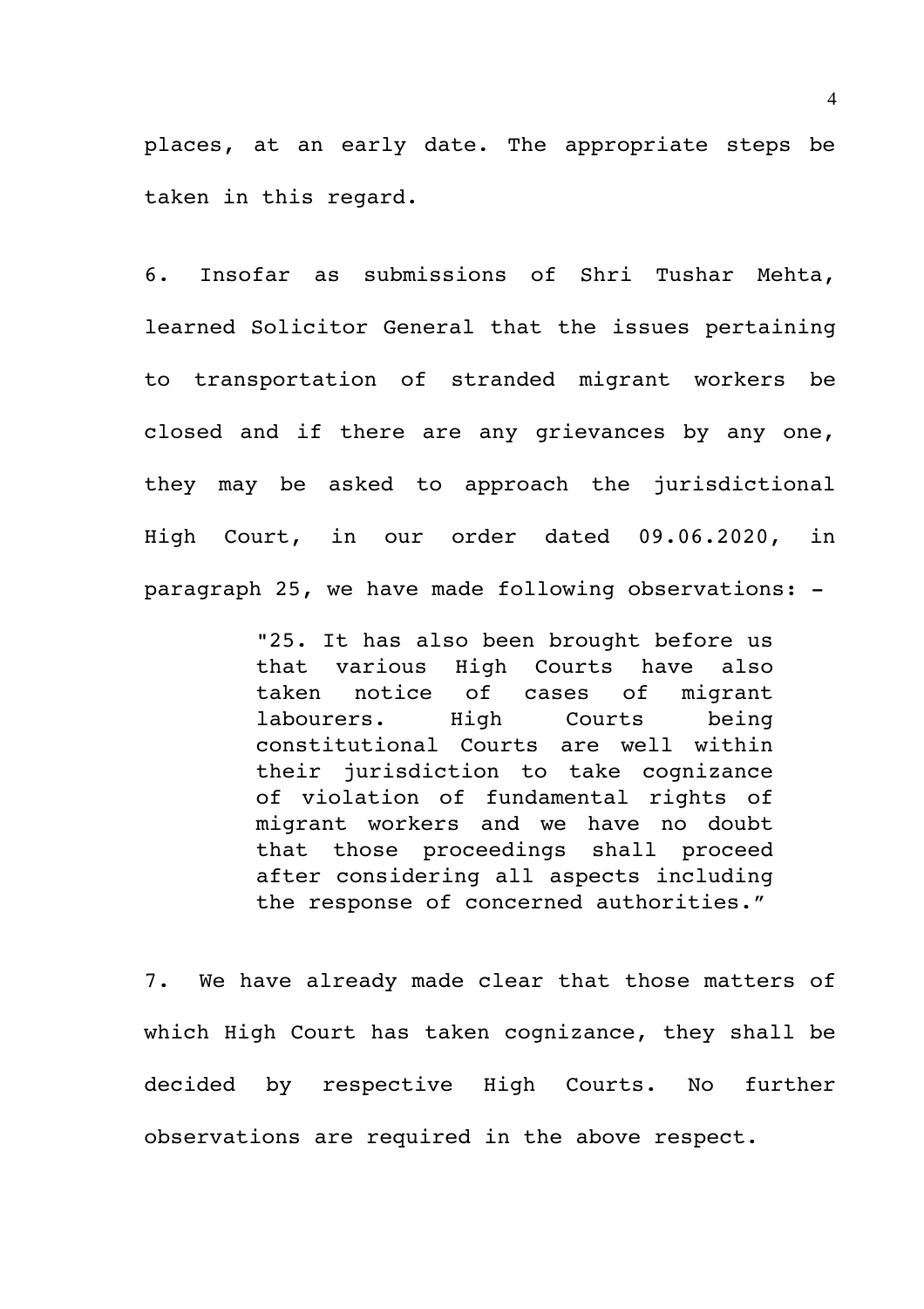places, at an early date. The appropriate steps be taken in this regard.

6. Insofar as submissions of Shri Tushar Mehta, learned Solicitor General that the issues pertaining to transportation of stranded migrant workers be closed and if there are any grievances by any one, they may be asked to approach the jurisdictional High Court, in our order dated 09.06.2020, in paragraph 25, we have made following observations: -

> "25. It has also been brought before us that various High Courts have also taken notice of cases of migrant labourers. High Courts being constitutional Courts are well within their jurisdiction to take cognizance of violation of fundamental rights of migrant workers and we have no doubt that those proceedings shall proceed after considering all aspects including the response of concerned authorities."

7. We have already made clear that those matters of which High Court has taken cognizance, they shall be decided by respective High Courts. No further observations are required in the above respect.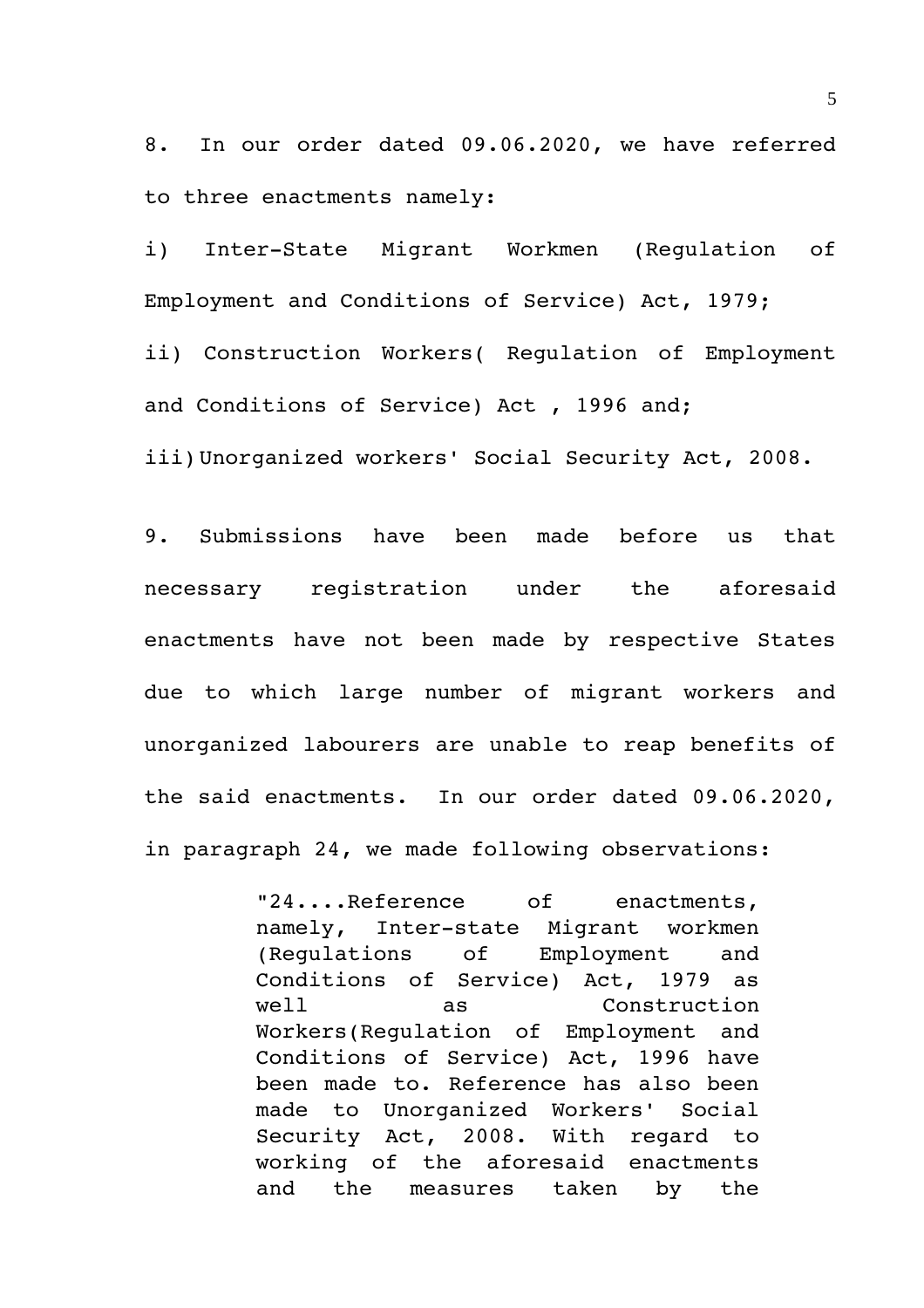8. In our order dated 09.06.2020, we have referred to three enactments namely:

i) Inter-State Migrant Workmen (Regulation of Employment and Conditions of Service) Act, 1979;

ii) Construction Workers( Regulation of Employment and Conditions of Service) Act , 1996 and;

iii)Unorganized workers' Social Security Act, 2008.

9. Submissions have been made before us that necessary registration under the aforesaid enactments have not been made by respective States due to which large number of migrant workers and unorganized labourers are unable to reap benefits of the said enactments. In our order dated 09.06.2020, in paragraph 24, we made following observations:

> "24....Reference of enactments, namely, Inter-state Migrant workmen (Regulations of Employment and Conditions of Service) Act, 1979 as well as Construction Workers(Regulation of Employment and Conditions of Service) Act, 1996 have been made to. Reference has also been made to Unorganized Workers' Social Security Act, 2008. With regard to working of the aforesaid enactments and the measures taken by the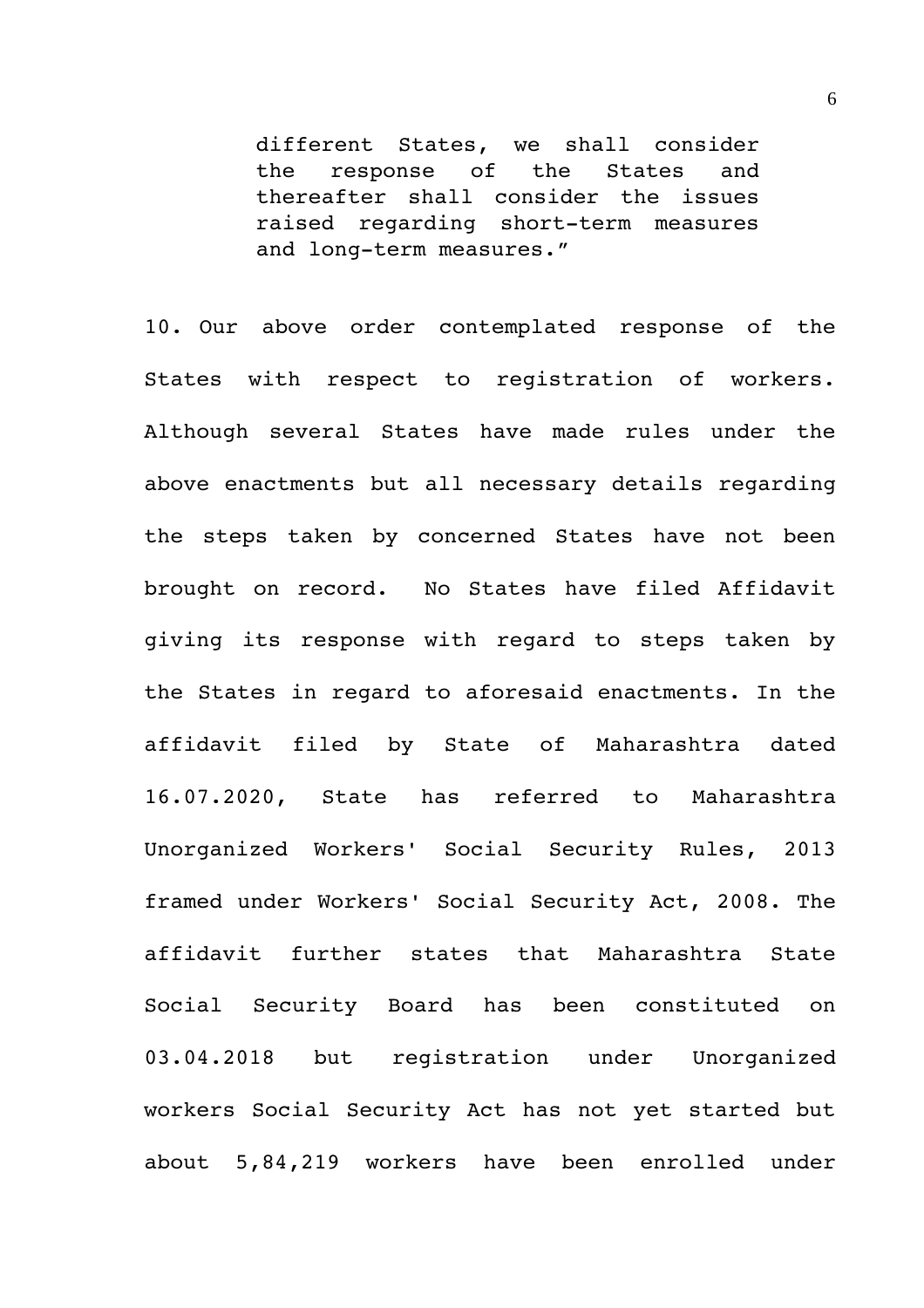> different States, we shall consider the response of the States and thereafter shall consider the issues raised regarding short-term measures and long-term measures.”

10. Our above order contemplated response of the States with respect to registration of workers. Although several States have made rules under the above enactments but all necessary details regarding the steps taken by concerned States have not been brought on record. No States have filed Affidavit giving its response with regard to steps taken by the States in regard to aforesaid enactments. In the affidavit filed by State of Maharashtra dated 16.07.2020, State has referred to Maharashtra Unorganized Workers' Social Security Rules, 2013 framed under Workers' Social Security Act, 2008. The affidavit further states that Maharashtra State Social Security Board has been constituted on 03.04.2018 but registration under Unorganized workers Social Security Act has not yet started but about 5,84,219 workers have been enrolled under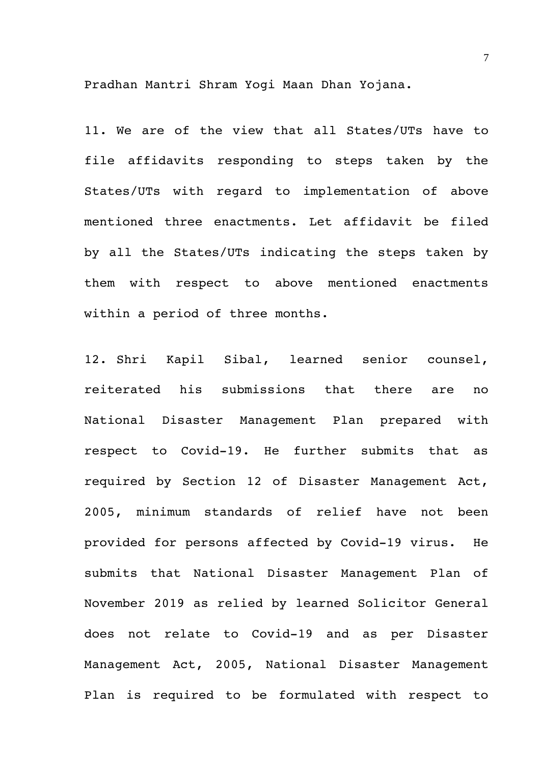Pradhan Mantri Shram Yogi Maan Dhan Yojana.

11. We are of the view that all States/UTs have to file affidavits responding to steps taken by the States/UTs with regard to implementation of above mentioned three enactments. Let affidavit be filed by all the States/UTs indicating the steps taken by them with respect to above mentioned enactments within a period of three months.

12. Shri Kapil Sibal, learned senior counsel, reiterated his submissions that there are no National Disaster Management Plan prepared with respect to Covid-19. He further submits that as required by Section 12 of Disaster Management Act, 2005, minimum standards of relief have not been provided for persons affected by Covid-19 virus. He submits that National Disaster Management Plan of November 2019 as relied by learned Solicitor General does not relate to Covid-19 and as per Disaster Management Act, 2005, National Disaster Management Plan is required to be formulated with respect to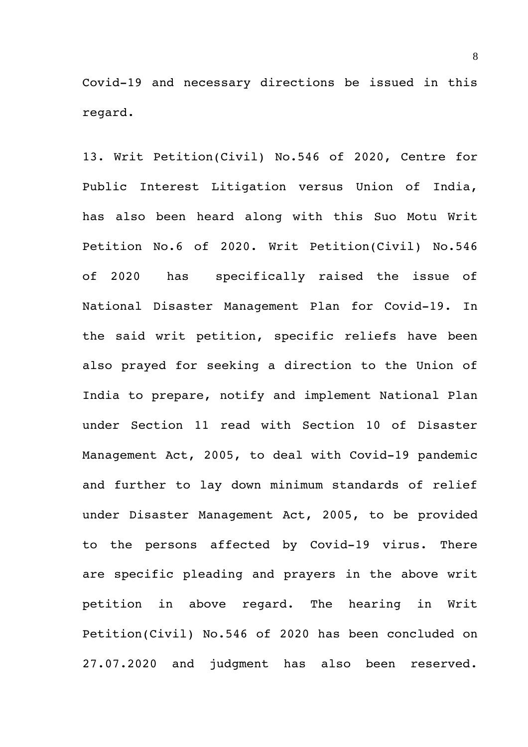Covid-19 and necessary directions be issued in this regard.

13. Writ Petition(Civil) No.546 of 2020, Centre for Public Interest Litigation versus Union of India, has also been heard along with this Suo Motu Writ Petition No.6 of 2020. Writ Petition(Civil) No.546 of 2020 has specifically raised the issue of National Disaster Management Plan for Covid-19. In the said writ petition, specific reliefs have been also prayed for seeking a direction to the Union of India to prepare, notify and implement National Plan under Section 11 read with Section 10 of Disaster Management Act, 2005, to deal with Covid-19 pandemic and further to lay down minimum standards of relief under Disaster Management Act, 2005, to be provided to the persons affected by Covid-19 virus. There are specific pleading and prayers in the above writ petition in above regard. The hearing in Writ Petition(Civil) No.546 of 2020 has been concluded on 27.07.2020 and judgment has also been reserved.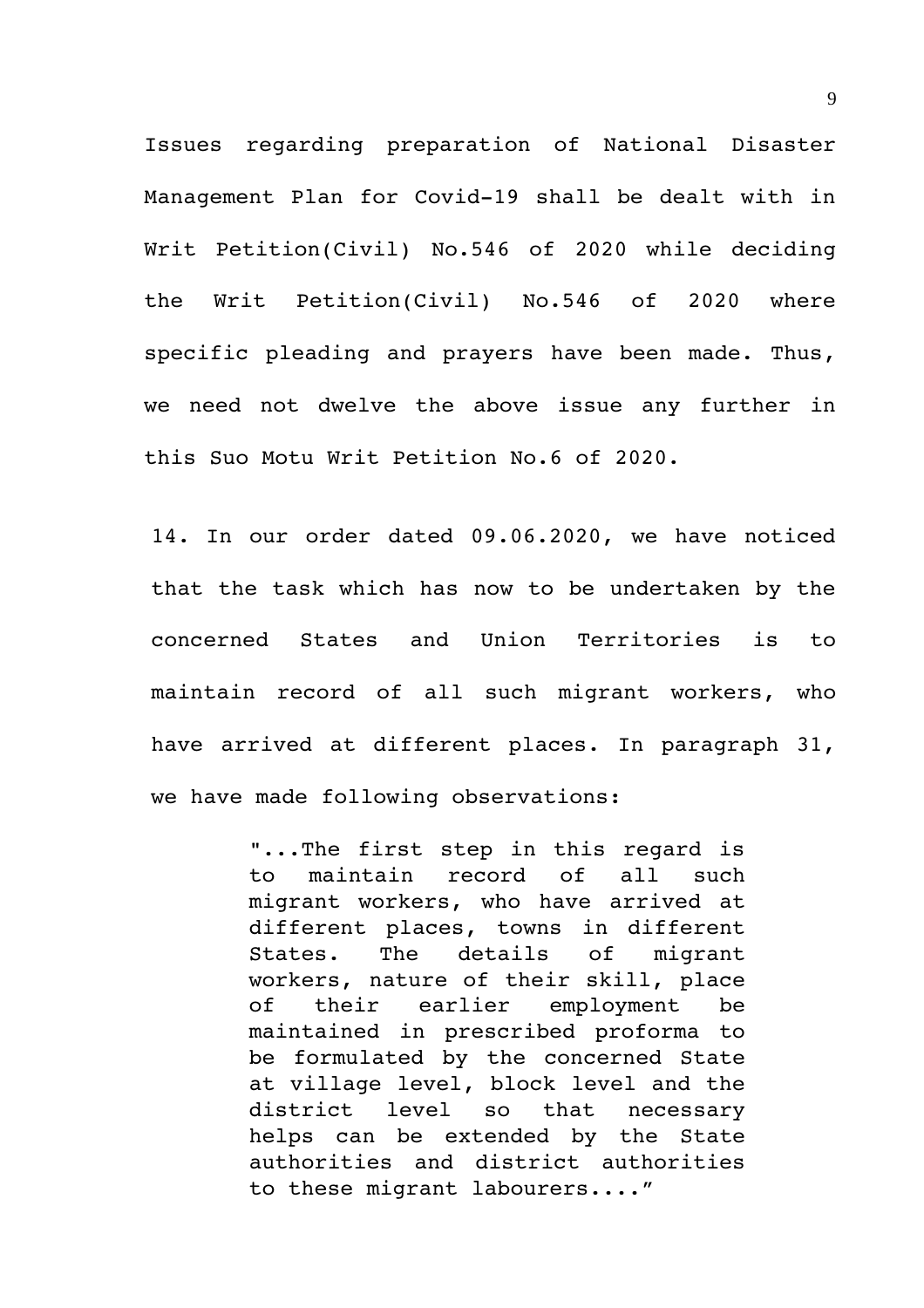Issues regarding preparation of National Disaster Management Plan for Covid-19 shall be dealt with in Writ Petition(Civil) No.546 of 2020 while deciding the Writ Petition(Civil) No.546 of 2020 where specific pleading and prayers have been made. Thus, we need not dwelve the above issue any further in this Suo Motu Writ Petition No.6 of 2020.

14. In our order dated 09.06.2020, we have noticed that the task which has now to be undertaken by the concerned States and Union Territories is to maintain record of all such migrant workers, who have arrived at different places. In paragraph 31, we have made following observations:

> "...The first step in this regard is to maintain record of all such migrant workers, who have arrived at different places, towns in different States. The details of migrant workers, nature of their skill, place of their earlier employment be maintained in prescribed proforma to be formulated by the concerned State at village level, block level and the district level so that necessary helps can be extended by the State authorities and district authorities to these migrant labourers...."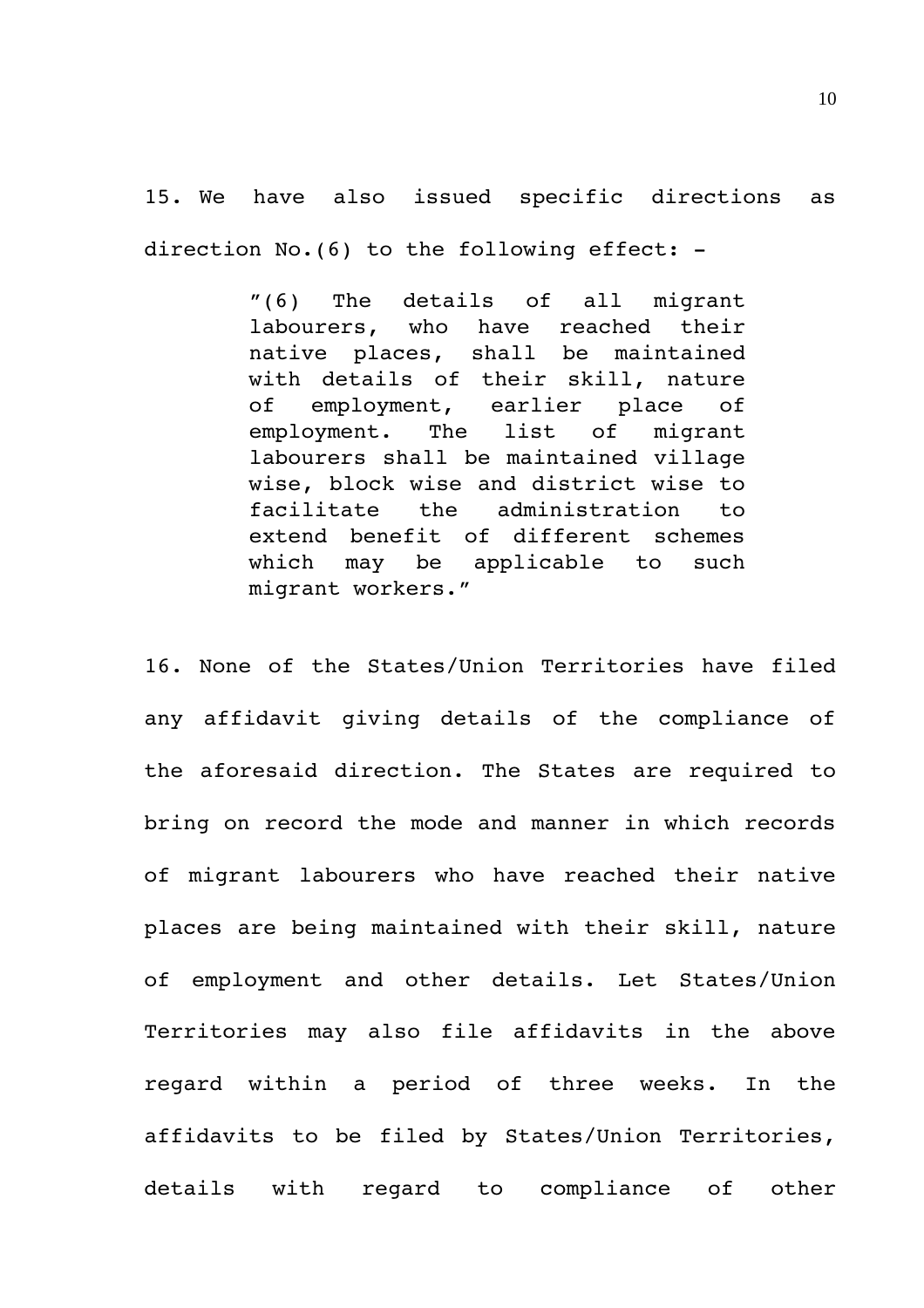15. We have also issued specific directions as direction No.(6) to the following effect: -

> "(6) The details of all migrant labourers, who have reached their native places, shall be maintained with details of their skill, nature of employment, earlier place of employment. The list of migrant labourers shall be maintained village wise, block wise and district wise to facilitate the administration to extend benefit of different schemes which may be applicable to such migrant workers."

16. None of the States/Union Territories have filed any affidavit giving details of the compliance of the aforesaid direction. The States are required to bring on record the mode and manner in which records of migrant labourers who have reached their native places are being maintained with their skill, nature of employment and other details. Let States/Union Territories may also file affidavits in the above regard within a period of three weeks. In the affidavits to be filed by States/Union Territories, details with regard to compliance of other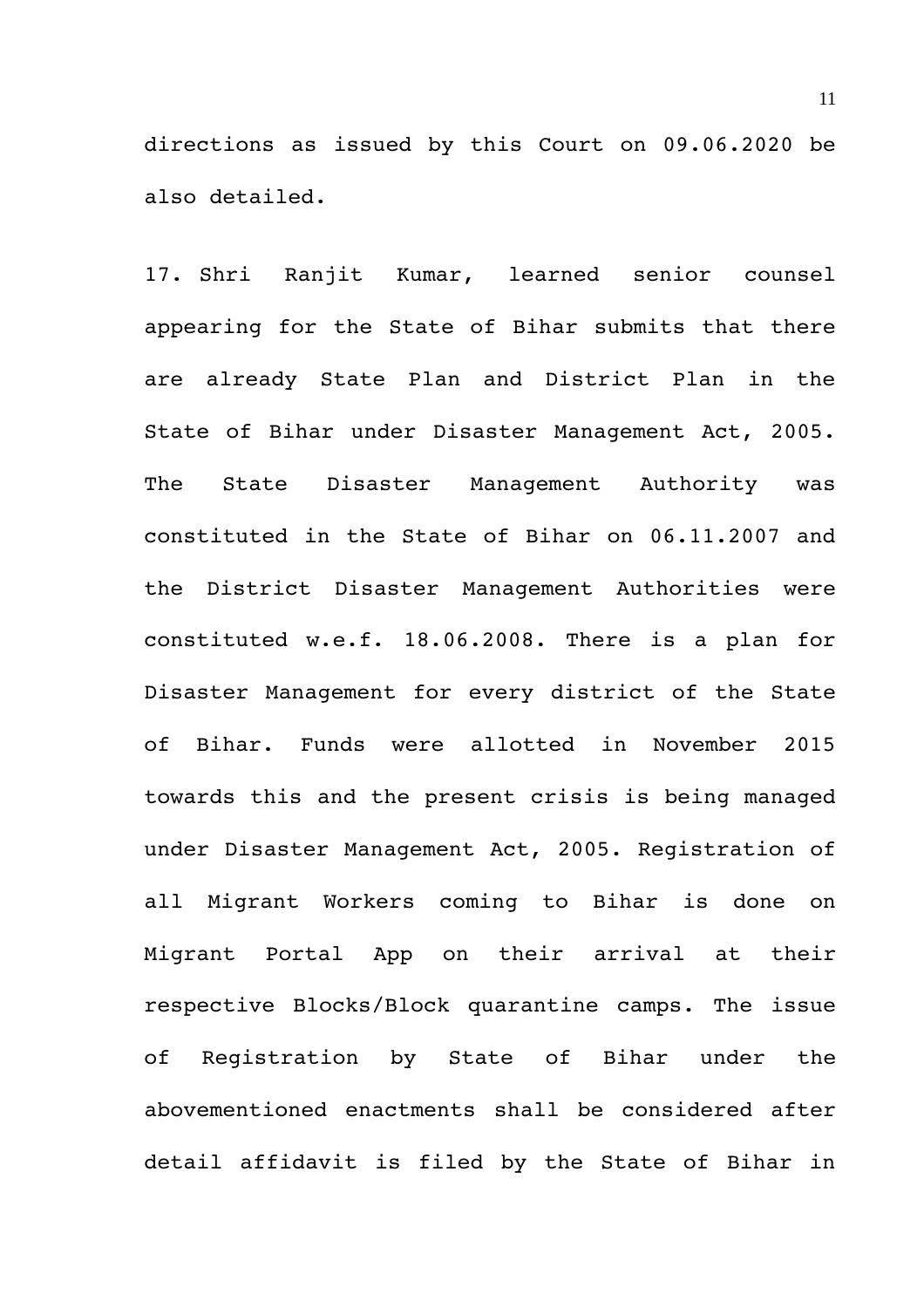directions as issued by this Court on 09.06.2020 be also detailed.

17. Shri Ranjit Kumar, learned senior counsel appearing for the State of Bihar submits that there are already State Plan and District Plan in the State of Bihar under Disaster Management Act, 2005. The State Disaster Management Authority was constituted in the State of Bihar on 06.11.2007 and the District Disaster Management Authorities were constituted w.e.f. 18.06.2008. There is a plan for Disaster Management for every district of the State of Bihar. Funds were allotted in November 2015 towards this and the present crisis is being managed under Disaster Management Act, 2005. Registration of all Migrant Workers coming to Bihar is done on Migrant Portal App on their arrival at their respective Blocks/Block quarantine camps. The issue of Registration by State of Bihar under the abovementioned enactments shall be considered after detail affidavit is filed by the State of Bihar in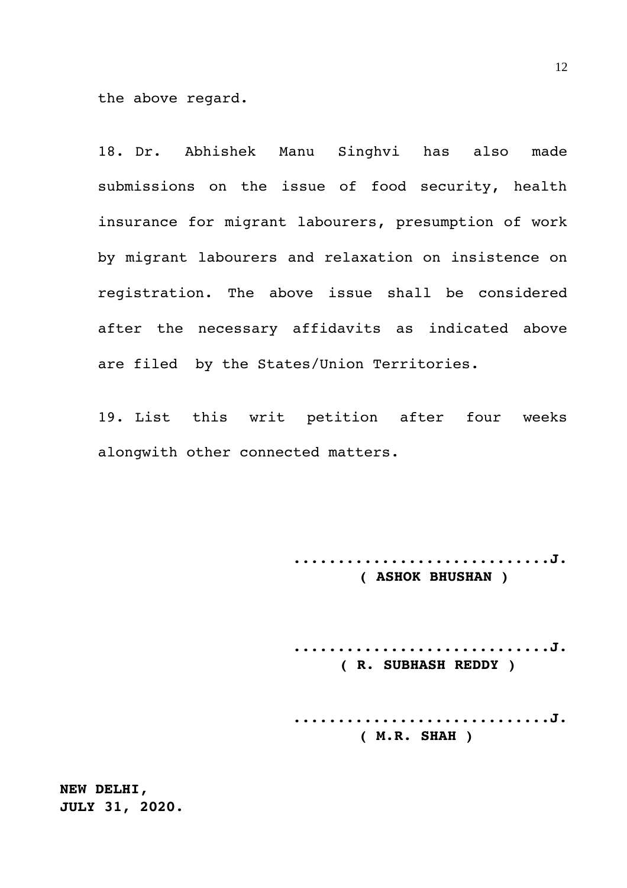the above regard.

18. Dr. Abhishek Manu Singhvi has also made submissions on the issue of food security, health insurance for migrant labourers, presumption of work by migrant labourers and relaxation on insistence on registration. The above issue shall be considered after the necessary affidavits as indicated above are filed by the States/Union Territories.

19. List this writ petition after four weeks alongwith other connected matters.

**............................J.**
**( ASHOK BHUSHAN )**

**............................J.**
**( R. SUBHASH REDDY )**

**............................J.**
**( M.R. SHAH )**

**NEW DELHI,**
**JULY 31, 2020.**